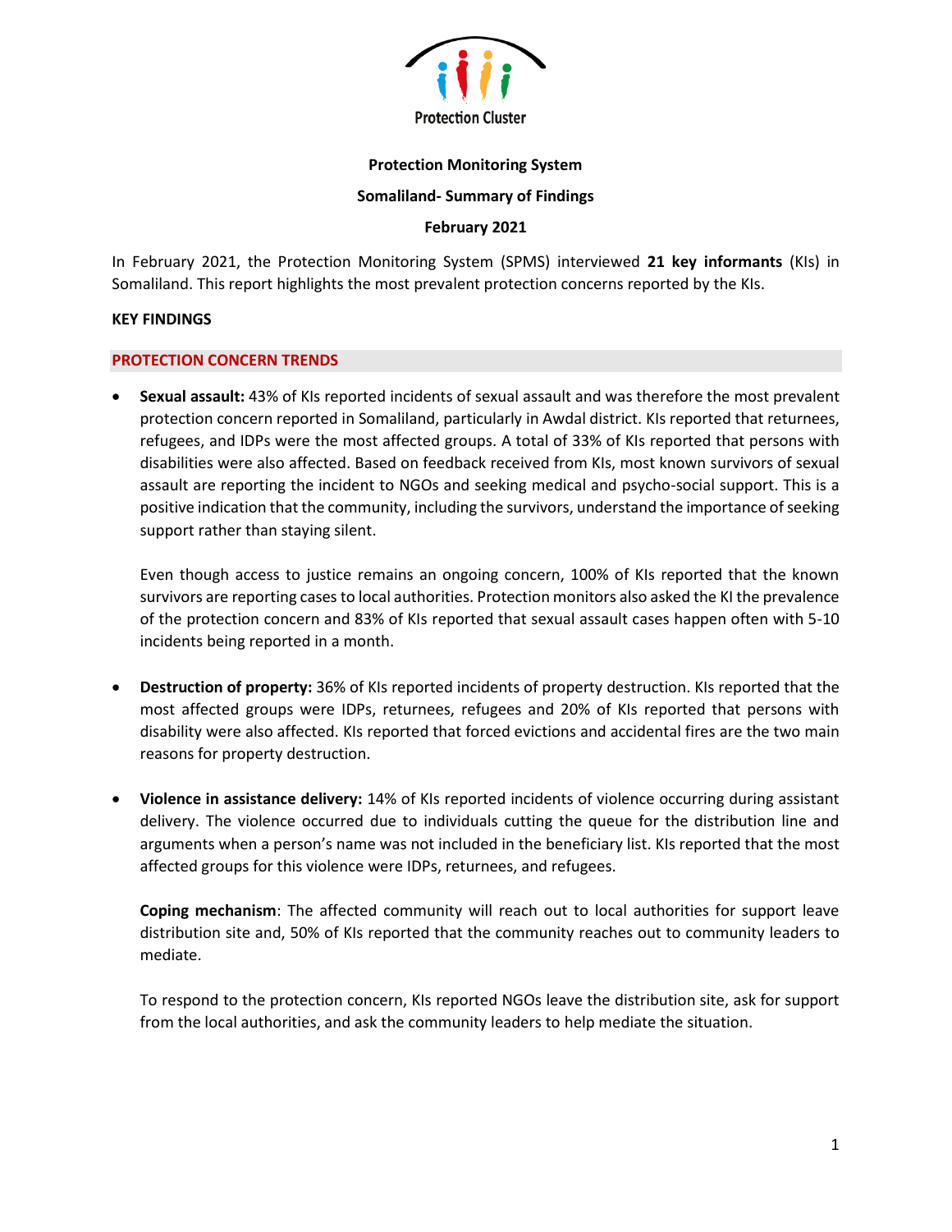Protection Cluster

**Protection Monitoring System**

**Somaliland- Summary of Findings**

**February 2021**

In February 2021, the Protection Monitoring System (SPMS) interviewed **21 key informants** (KIs) in Somaliland. This report highlights the most prevalent protection concerns reported by the KIs.

## KEY FINDINGS

### PROTECTION CONCERN TRENDS

- **Sexual assault:** 43% of KIs reported incidents of sexual assault and was therefore the most prevalent protection concern reported in Somaliland, particularly in Awdal district. KIs reported that returnees, refugees, and IDPs were the most affected groups. A total of 33% of KIs reported that persons with disabilities were also affected. Based on feedback received from KIs, most known survivors of sexual assault are reporting the incident to NGOs and seeking medical and psycho-social support. This is a positive indication that the community, including the survivors, understand the importance of seeking support rather than staying silent.

  Even though access to justice remains an ongoing concern, 100% of KIs reported that the known survivors are reporting cases to local authorities. Protection monitors also asked the KI the prevalence of the protection concern and 83% of KIs reported that sexual assault cases happen often with 5-10 incidents being reported in a month.

- **Destruction of property:** 36% of KIs reported incidents of property destruction. KIs reported that the most affected groups were IDPs, returnees, refugees and 20% of KIs reported that persons with disability were also affected. KIs reported that forced evictions and accidental fires are the two main reasons for property destruction.

- **Violence in assistance delivery:** 14% of KIs reported incidents of violence occurring during assistant delivery. The violence occurred due to individuals cutting the queue for the distribution line and arguments when a person's name was not included in the beneficiary list. KIs reported that the most affected groups for this violence were IDPs, returnees, and refugees.

  **Coping mechanism**: The affected community will reach out to local authorities for support leave distribution site and, 50% of KIs reported that the community reaches out to community leaders to mediate.

  To respond to the protection concern, KIs reported NGOs leave the distribution site, ask for support from the local authorities, and ask the community leaders to help mediate the situation.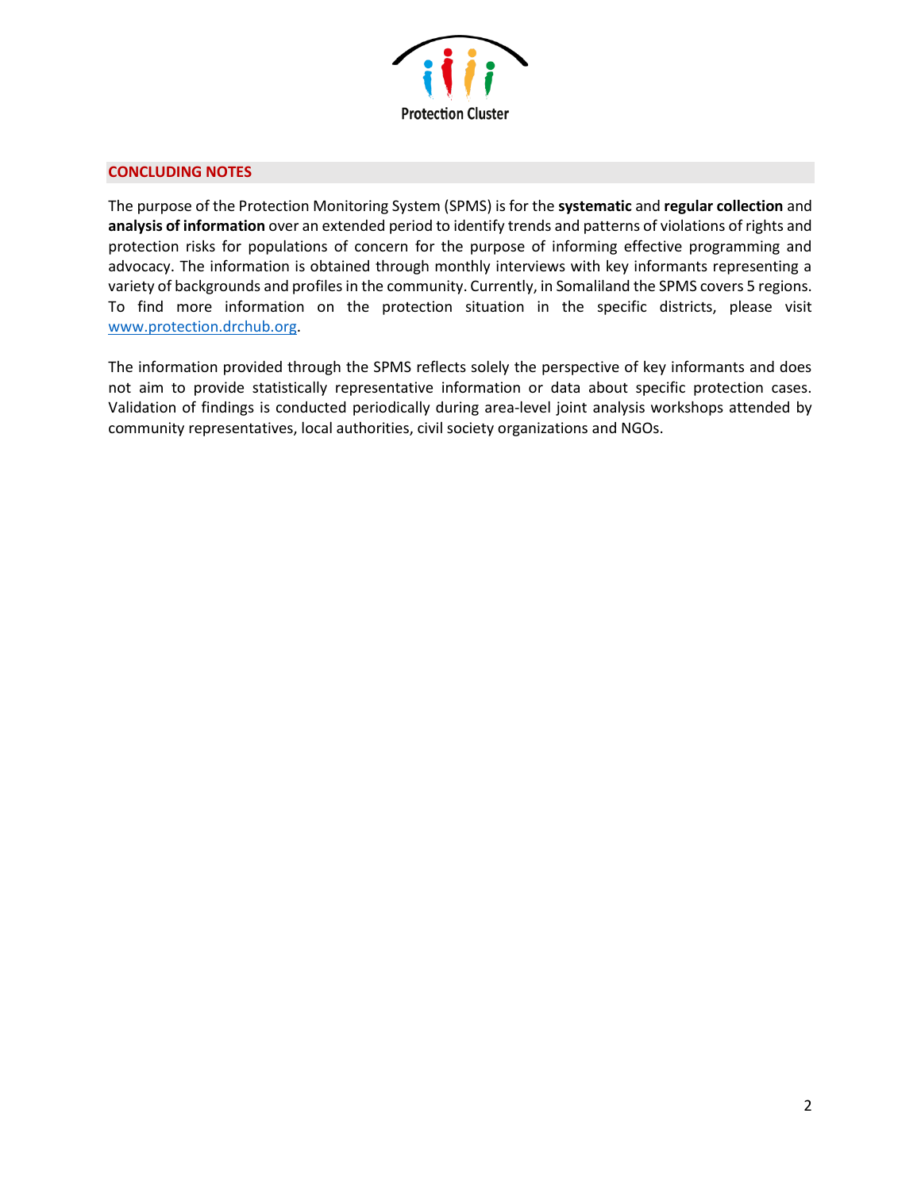## CONCLUDING NOTES

The purpose of the Protection Monitoring System (SPMS) is for the **systematic** and **regular collection** and **analysis of information** over an extended period to identify trends and patterns of violations of rights and protection risks for populations of concern for the purpose of informing effective programming and advocacy. The information is obtained through monthly interviews with key informants representing a variety of backgrounds and profiles in the community. Currently, in Somaliland the SPMS covers 5 regions. To find more information on the protection situation in the specific districts, please visit www.protection.drchub.org.

The information provided through the SPMS reflects solely the perspective of key informants and does not aim to provide statistically representative information or data about specific protection cases. Validation of findings is conducted periodically during area-level joint analysis workshops attended by community representatives, local authorities, civil society organizations and NGOs.